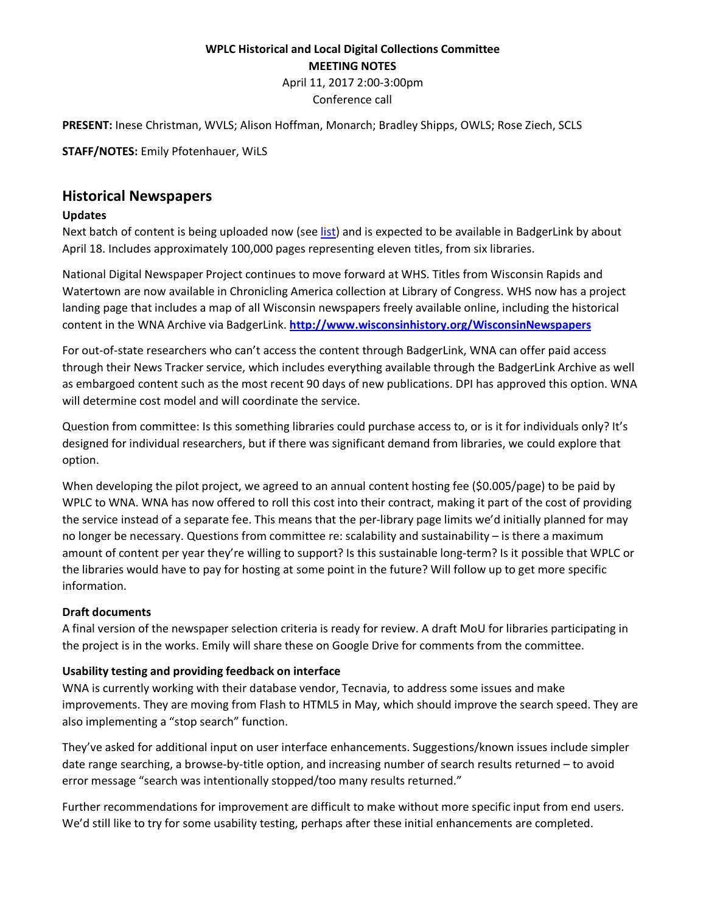**WPLC Historical and Local Digital Collections Committee**

**MEETING NOTES**

April 11, 2017 2:00-3:00pm

Conference call

**PRESENT:** Inese Christman, WVLS; Alison Hoffman, Monarch; Bradley Shipps, OWLS; Rose Ziech, SCLS

**STAFF/NOTES:** Emily Pfotenhauer, WiLS

## Historical Newspapers

### Updates

Next batch of content is being uploaded now (see [list]) and is expected to be available in BadgerLink by about April 18. Includes approximately 100,000 pages representing eleven titles, from six libraries.

National Digital Newspaper Project continues to move forward at WHS. Titles from Wisconsin Rapids and Watertown are now available in Chronicling America collection at Library of Congress. WHS now has a project landing page that includes a map of all Wisconsin newspapers freely available online, including the historical content in the WNA Archive via BadgerLink. **http://www.wisconsinhistory.org/WisconsinNewspapers**

For out-of-state researchers who can't access the content through BadgerLink, WNA can offer paid access through their News Tracker service, which includes everything available through the BadgerLink Archive as well as embargoed content such as the most recent 90 days of new publications. DPI has approved this option. WNA will determine cost model and will coordinate the service.

Question from committee: Is this something libraries could purchase access to, or is it for individuals only? It's designed for individual researchers, but if there was significant demand from libraries, we could explore that option.

When developing the pilot project, we agreed to an annual content hosting fee ($0.005/page) to be paid by WPLC to WNA. WNA has now offered to roll this cost into their contract, making it part of the cost of providing the service instead of a separate fee. This means that the per-library page limits we'd initially planned for may no longer be necessary. Questions from committee re: scalability and sustainability – is there a maximum amount of content per year they're willing to support? Is this sustainable long-term? Is it possible that WPLC or the libraries would have to pay for hosting at some point in the future? Will follow up to get more specific information.

### Draft documents

A final version of the newspaper selection criteria is ready for review. A draft MoU for libraries participating in the project is in the works. Emily will share these on Google Drive for comments from the committee.

### Usability testing and providing feedback on interface

WNA is currently working with their database vendor, Tecnavia, to address some issues and make improvements. They are moving from Flash to HTML5 in May, which should improve the search speed. They are also implementing a "stop search" function.

They've asked for additional input on user interface enhancements. Suggestions/known issues include simpler date range searching, a browse-by-title option, and increasing number of search results returned – to avoid error message "search was intentionally stopped/too many results returned."

Further recommendations for improvement are difficult to make without more specific input from end users. We'd still like to try for some usability testing, perhaps after these initial enhancements are completed.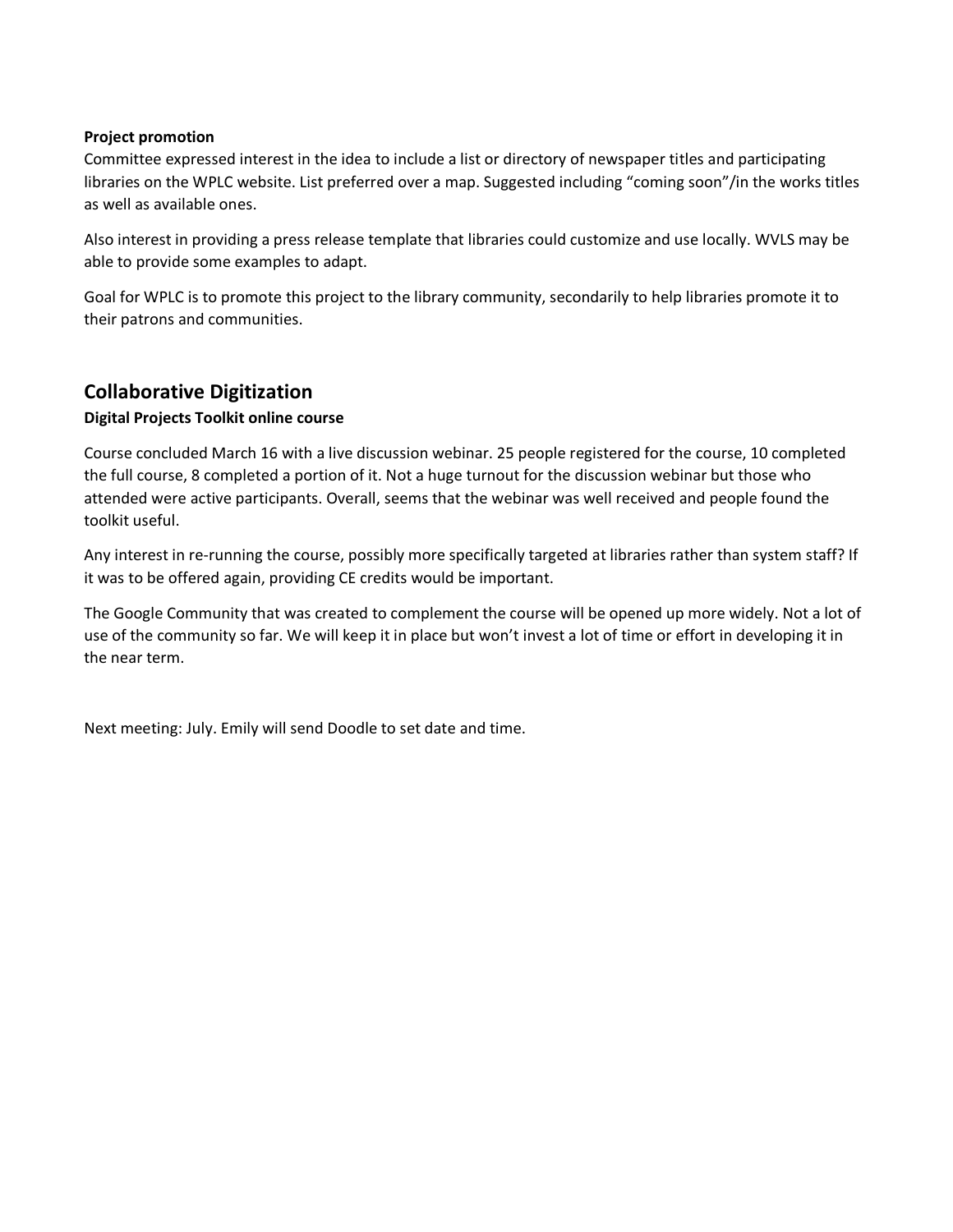**Project promotion**

Committee expressed interest in the idea to include a list or directory of newspaper titles and participating libraries on the WPLC website. List preferred over a map. Suggested including "coming soon"/in the works titles as well as available ones.

Also interest in providing a press release template that libraries could customize and use locally. WVLS may be able to provide some examples to adapt.

Goal for WPLC is to promote this project to the library community, secondarily to help libraries promote it to their patrons and communities.

## Collaborative Digitization

**Digital Projects Toolkit online course**

Course concluded March 16 with a live discussion webinar. 25 people registered for the course, 10 completed the full course, 8 completed a portion of it. Not a huge turnout for the discussion webinar but those who attended were active participants. Overall, seems that the webinar was well received and people found the toolkit useful.

Any interest in re-running the course, possibly more specifically targeted at libraries rather than system staff? If it was to be offered again, providing CE credits would be important.

The Google Community that was created to complement the course will be opened up more widely. Not a lot of use of the community so far. We will keep it in place but won't invest a lot of time or effort in developing it in the near term.

Next meeting: July. Emily will send Doodle to set date and time.